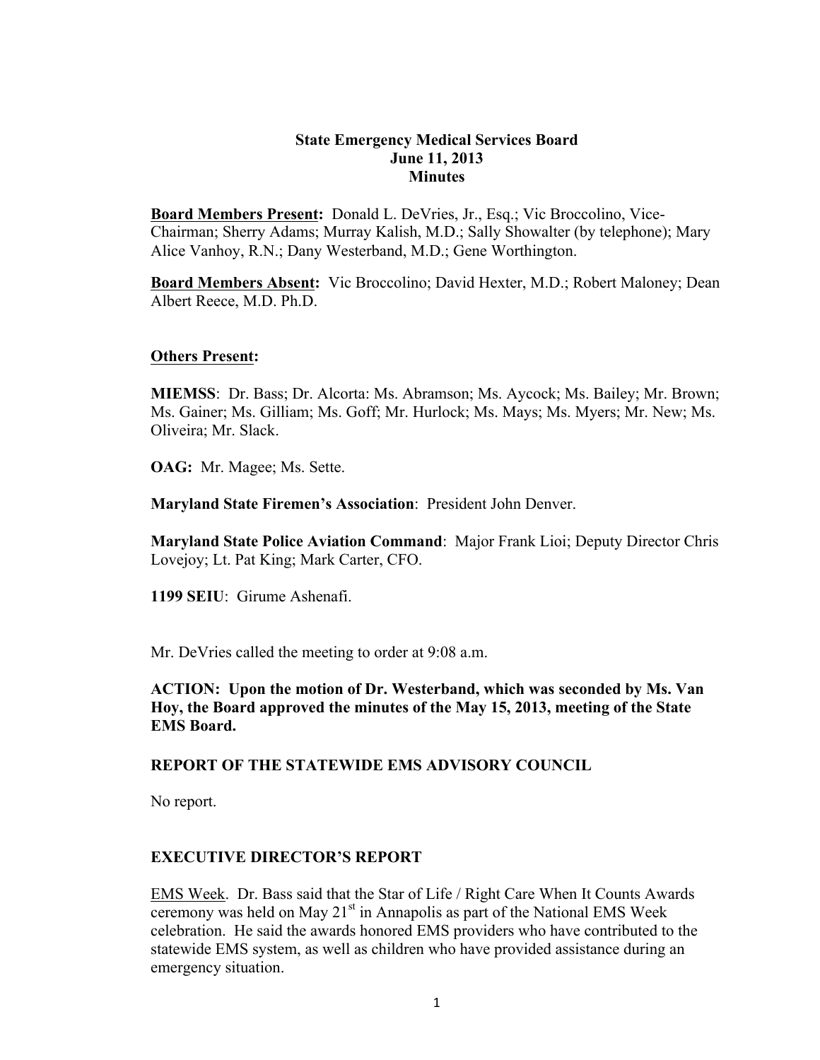**State Emergency Medical Services Board**
**June 11, 2013**
**Minutes**

**Board Members Present:** Donald L. DeVries, Jr., Esq.; Vic Broccolino, Vice-Chairman; Sherry Adams; Murray Kalish, M.D.; Sally Showalter (by telephone); Mary Alice Vanhoy, R.N.; Dany Westerband, M.D.; Gene Worthington.

**Board Members Absent:** Vic Broccolino; David Hexter, M.D.; Robert Maloney; Dean Albert Reece, M.D. Ph.D.

**Others Present:**

**MIEMSS**: Dr. Bass; Dr. Alcorta: Ms. Abramson; Ms. Aycock; Ms. Bailey; Mr. Brown; Ms. Gainer; Ms. Gilliam; Ms. Goff; Mr. Hurlock; Ms. Mays; Ms. Myers; Mr. New; Ms. Oliveira; Mr. Slack.

**OAG:** Mr. Magee; Ms. Sette.

**Maryland State Firemen's Association**: President John Denver.

**Maryland State Police Aviation Command**: Major Frank Lioi; Deputy Director Chris Lovejoy; Lt. Pat King; Mark Carter, CFO.

**1199 SEIU**: Girume Ashenafi.

Mr. DeVries called the meeting to order at 9:08 a.m.

**ACTION: Upon the motion of Dr. Westerband, which was seconded by Ms. Van Hoy, the Board approved the minutes of the May 15, 2013, meeting of the State EMS Board.**

## REPORT OF THE STATEWIDE EMS ADVISORY COUNCIL

No report.

## EXECUTIVE DIRECTOR'S REPORT

EMS Week. Dr. Bass said that the Star of Life / Right Care When It Counts Awards ceremony was held on May 21st in Annapolis as part of the National EMS Week celebration. He said the awards honored EMS providers who have contributed to the statewide EMS system, as well as children who have provided assistance during an emergency situation.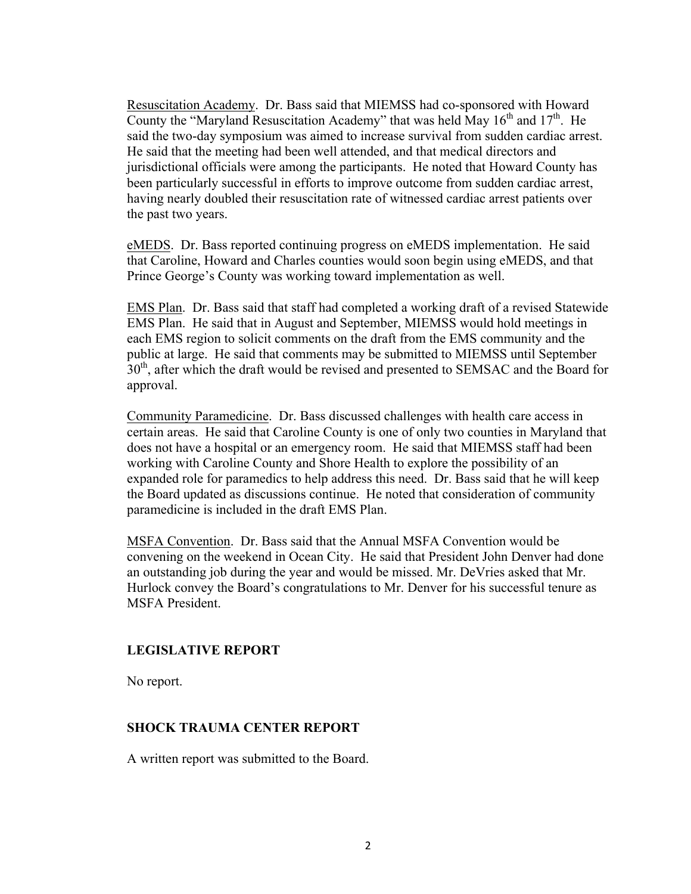Resuscitation Academy. Dr. Bass said that MIEMSS had co-sponsored with Howard County the "Maryland Resuscitation Academy" that was held May 16th and 17th. He said the two-day symposium was aimed to increase survival from sudden cardiac arrest. He said that the meeting had been well attended, and that medical directors and jurisdictional officials were among the participants. He noted that Howard County has been particularly successful in efforts to improve outcome from sudden cardiac arrest, having nearly doubled their resuscitation rate of witnessed cardiac arrest patients over the past two years.

eMEDS. Dr. Bass reported continuing progress on eMEDS implementation. He said that Caroline, Howard and Charles counties would soon begin using eMEDS, and that Prince George's County was working toward implementation as well.

EMS Plan. Dr. Bass said that staff had completed a working draft of a revised Statewide EMS Plan. He said that in August and September, MIEMSS would hold meetings in each EMS region to solicit comments on the draft from the EMS community and the public at large. He said that comments may be submitted to MIEMSS until September 30th, after which the draft would be revised and presented to SEMSAC and the Board for approval.

Community Paramedicine. Dr. Bass discussed challenges with health care access in certain areas. He said that Caroline County is one of only two counties in Maryland that does not have a hospital or an emergency room. He said that MIEMSS staff had been working with Caroline County and Shore Health to explore the possibility of an expanded role for paramedics to help address this need. Dr. Bass said that he will keep the Board updated as discussions continue. He noted that consideration of community paramedicine is included in the draft EMS Plan.

MSFA Convention. Dr. Bass said that the Annual MSFA Convention would be convening on the weekend in Ocean City. He said that President John Denver had done an outstanding job during the year and would be missed. Mr. DeVries asked that Mr. Hurlock convey the Board's congratulations to Mr. Denver for his successful tenure as MSFA President.

## LEGISLATIVE REPORT

No report.

## SHOCK TRAUMA CENTER REPORT

A written report was submitted to the Board.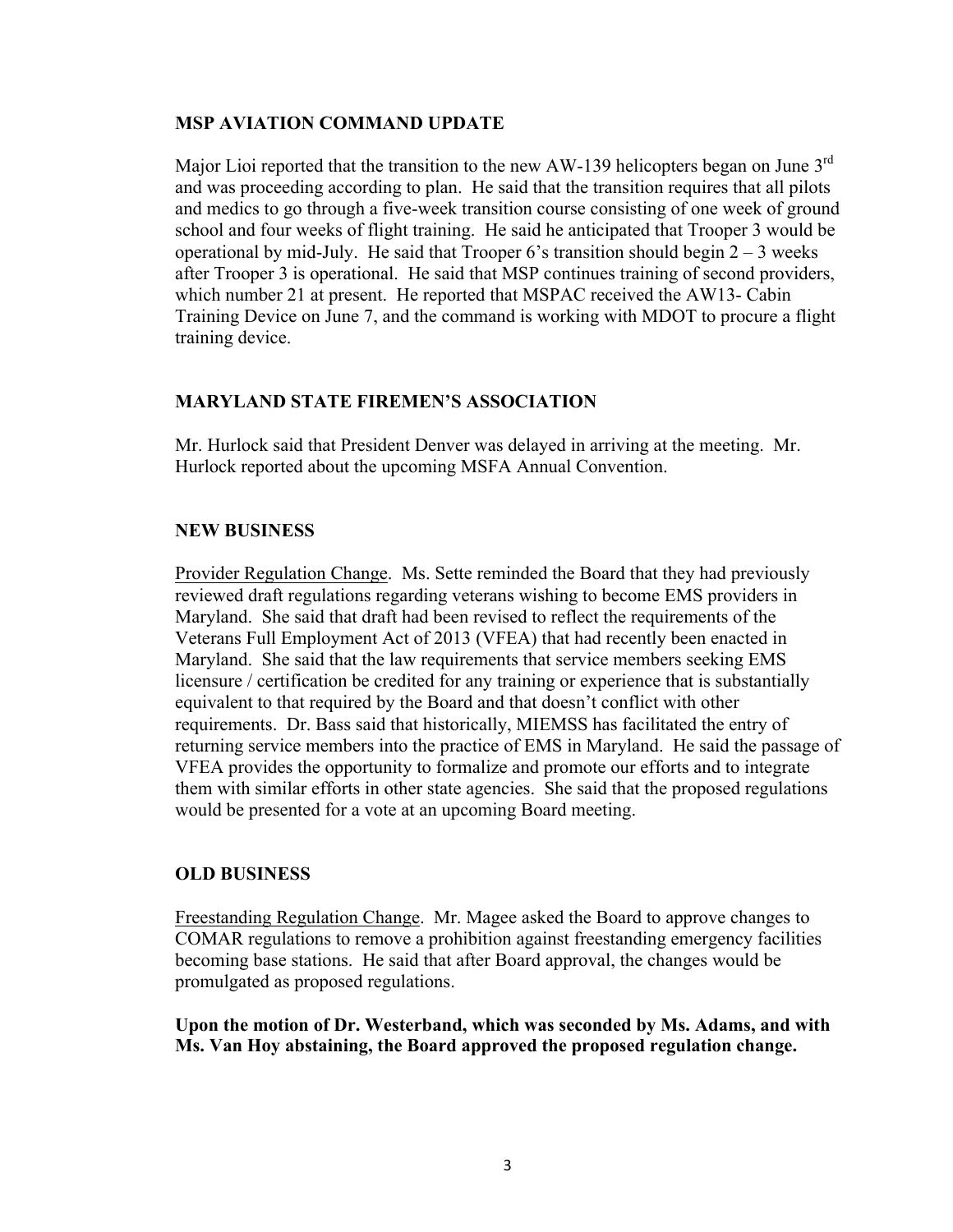## MSP AVIATION COMMAND UPDATE

Major Lioi reported that the transition to the new AW-139 helicopters began on June 3rd and was proceeding according to plan. He said that the transition requires that all pilots and medics to go through a five-week transition course consisting of one week of ground school and four weeks of flight training. He said he anticipated that Trooper 3 would be operational by mid-July. He said that Trooper 6's transition should begin 2 – 3 weeks after Trooper 3 is operational. He said that MSP continues training of second providers, which number 21 at present. He reported that MSPAC received the AW13- Cabin Training Device on June 7, and the command is working with MDOT to procure a flight training device.

## MARYLAND STATE FIREMEN'S ASSOCIATION

Mr. Hurlock said that President Denver was delayed in arriving at the meeting. Mr. Hurlock reported about the upcoming MSFA Annual Convention.

## NEW BUSINESS

Provider Regulation Change. Ms. Sette reminded the Board that they had previously reviewed draft regulations regarding veterans wishing to become EMS providers in Maryland. She said that draft had been revised to reflect the requirements of the Veterans Full Employment Act of 2013 (VFEA) that had recently been enacted in Maryland. She said that the law requirements that service members seeking EMS licensure / certification be credited for any training or experience that is substantially equivalent to that required by the Board and that doesn't conflict with other requirements. Dr. Bass said that historically, MIEMSS has facilitated the entry of returning service members into the practice of EMS in Maryland. He said the passage of VFEA provides the opportunity to formalize and promote our efforts and to integrate them with similar efforts in other state agencies. She said that the proposed regulations would be presented for a vote at an upcoming Board meeting.

## OLD BUSINESS

Freestanding Regulation Change. Mr. Magee asked the Board to approve changes to COMAR regulations to remove a prohibition against freestanding emergency facilities becoming base stations. He said that after Board approval, the changes would be promulgated as proposed regulations.

**Upon the motion of Dr. Westerband, which was seconded by Ms. Adams, and with Ms. Van Hoy abstaining, the Board approved the proposed regulation change.**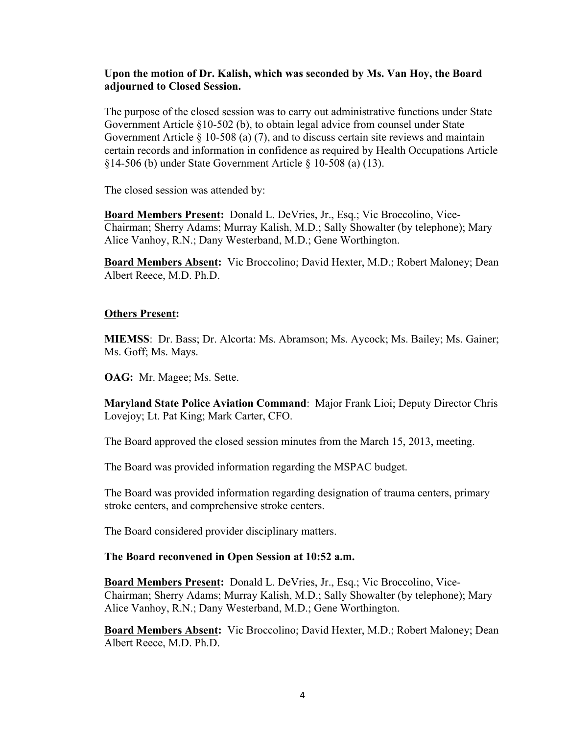**Upon the motion of Dr. Kalish, which was seconded by Ms. Van Hoy, the Board adjourned to Closed Session.**

The purpose of the closed session was to carry out administrative functions under State Government Article §10-502 (b), to obtain legal advice from counsel under State Government Article § 10-508 (a) (7), and to discuss certain site reviews and maintain certain records and information in confidence as required by Health Occupations Article §14-506 (b) under State Government Article § 10-508 (a) (13).

The closed session was attended by:

**Board Members Present:** Donald L. DeVries, Jr., Esq.; Vic Broccolino, Vice-Chairman; Sherry Adams; Murray Kalish, M.D.; Sally Showalter (by telephone); Mary Alice Vanhoy, R.N.; Dany Westerband, M.D.; Gene Worthington.

**Board Members Absent:** Vic Broccolino; David Hexter, M.D.; Robert Maloney; Dean Albert Reece, M.D. Ph.D.

**Others Present:**

**MIEMSS**: Dr. Bass; Dr. Alcorta: Ms. Abramson; Ms. Aycock; Ms. Bailey; Ms. Gainer; Ms. Goff; Ms. Mays.

**OAG:** Mr. Magee; Ms. Sette.

**Maryland State Police Aviation Command**: Major Frank Lioi; Deputy Director Chris Lovejoy; Lt. Pat King; Mark Carter, CFO.

The Board approved the closed session minutes from the March 15, 2013, meeting.

The Board was provided information regarding the MSPAC budget.

The Board was provided information regarding designation of trauma centers, primary stroke centers, and comprehensive stroke centers.

The Board considered provider disciplinary matters.

**The Board reconvened in Open Session at 10:52 a.m.**

**Board Members Present:** Donald L. DeVries, Jr., Esq.; Vic Broccolino, Vice-Chairman; Sherry Adams; Murray Kalish, M.D.; Sally Showalter (by telephone); Mary Alice Vanhoy, R.N.; Dany Westerband, M.D.; Gene Worthington.

**Board Members Absent:** Vic Broccolino; David Hexter, M.D.; Robert Maloney; Dean Albert Reece, M.D. Ph.D.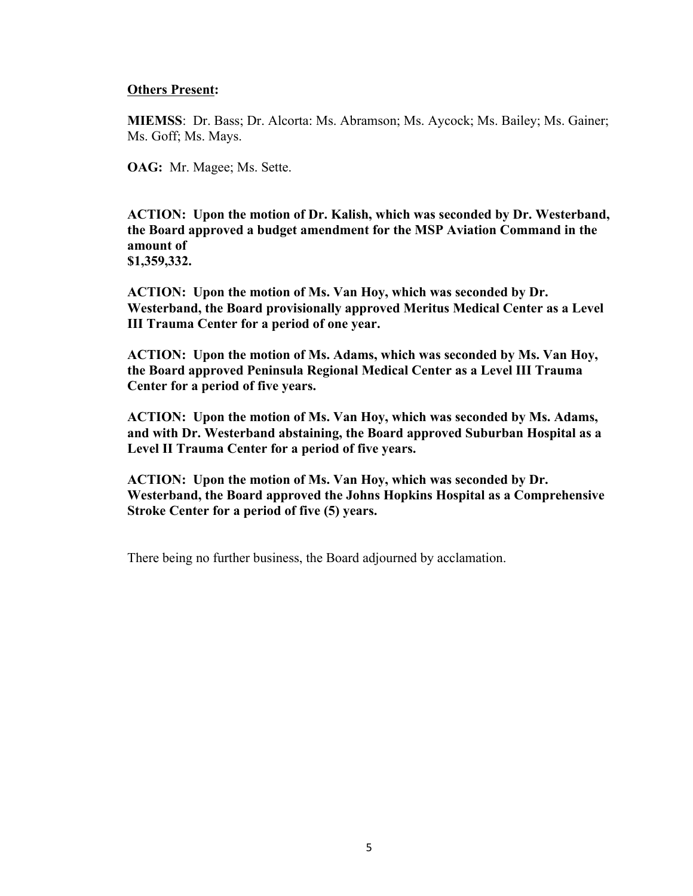**Others Present:**

**MIEMSS**: Dr. Bass; Dr. Alcorta: Ms. Abramson; Ms. Aycock; Ms. Bailey; Ms. Gainer; Ms. Goff; Ms. Mays.

**OAG:** Mr. Magee; Ms. Sette.

**ACTION: Upon the motion of Dr. Kalish, which was seconded by Dr. Westerband, the Board approved a budget amendment for the MSP Aviation Command in the amount of $1,359,332.**

**ACTION: Upon the motion of Ms. Van Hoy, which was seconded by Dr. Westerband, the Board provisionally approved Meritus Medical Center as a Level III Trauma Center for a period of one year.**

**ACTION: Upon the motion of Ms. Adams, which was seconded by Ms. Van Hoy, the Board approved Peninsula Regional Medical Center as a Level III Trauma Center for a period of five years.**

**ACTION: Upon the motion of Ms. Van Hoy, which was seconded by Ms. Adams, and with Dr. Westerband abstaining, the Board approved Suburban Hospital as a Level II Trauma Center for a period of five years.**

**ACTION: Upon the motion of Ms. Van Hoy, which was seconded by Dr. Westerband, the Board approved the Johns Hopkins Hospital as a Comprehensive Stroke Center for a period of five (5) years.**

There being no further business, the Board adjourned by acclamation.